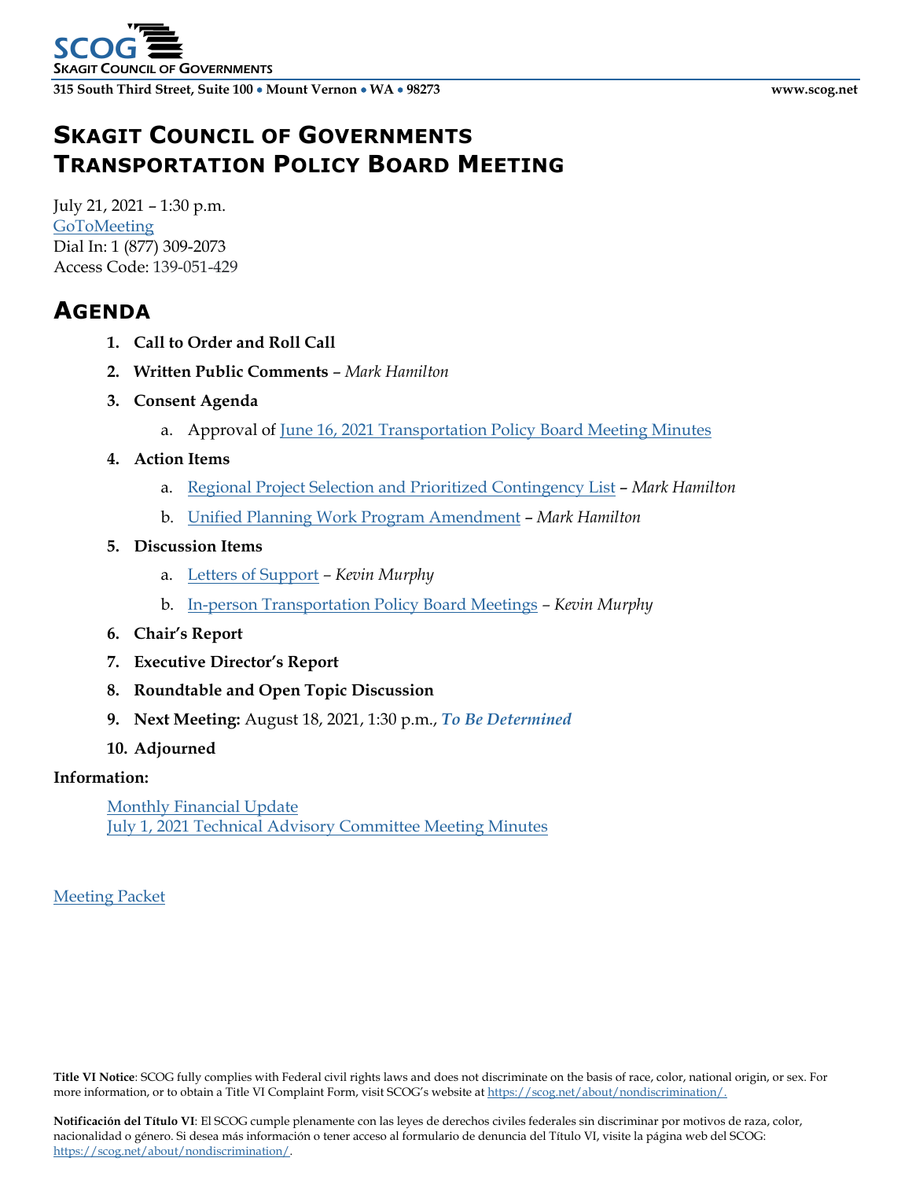SCOG
Skagit Council of Governments

**315 South Third Street, Suite 100 • Mount Vernon • WA • 98273** **www.scog.net**

# Skagit Council of Governments Transportation Policy Board Meeting

July 21, 2021 – 1:30 p.m.
GoToMeeting
Dial In: 1 (877) 309-2073
Access Code: 139-051-429

## Agenda

1. **Call to Order and Roll Call**
2. **Written Public Comments** – *Mark Hamilton*
3. **Consent Agenda**
    a. Approval of June 16, 2021 Transportation Policy Board Meeting Minutes
4. **Action Items**
    a. Regional Project Selection and Prioritized Contingency List – *Mark Hamilton*
    b. Unified Planning Work Program Amendment – *Mark Hamilton*
5. **Discussion Items**
    a. Letters of Support – *Kevin Murphy*
    b. In-person Transportation Policy Board Meetings – *Kevin Murphy*
6. **Chair's Report**
7. **Executive Director's Report**
8. **Roundtable and Open Topic Discussion**
9. **Next Meeting:** August 18, 2021, 1:30 p.m., ***To Be Determined***
10. **Adjourned**

**Information:**

Monthly Financial Update
July 1, 2021 Technical Advisory Committee Meeting Minutes

Meeting Packet

**Title VI Notice**: SCOG fully complies with Federal civil rights laws and does not discriminate on the basis of race, color, national origin, or sex. For more information, or to obtain a Title VI Complaint Form, visit SCOG's website at https://scog.net/about/nondiscrimination/.

**Notificación del Título VI**: El SCOG cumple plenamente con las leyes de derechos civiles federales sin discriminar por motivos de raza, color, nacionalidad o género. Si desea más información o tener acceso al formulario de denuncia del Título VI, visite la página web del SCOG: https://scog.net/about/nondiscrimination/.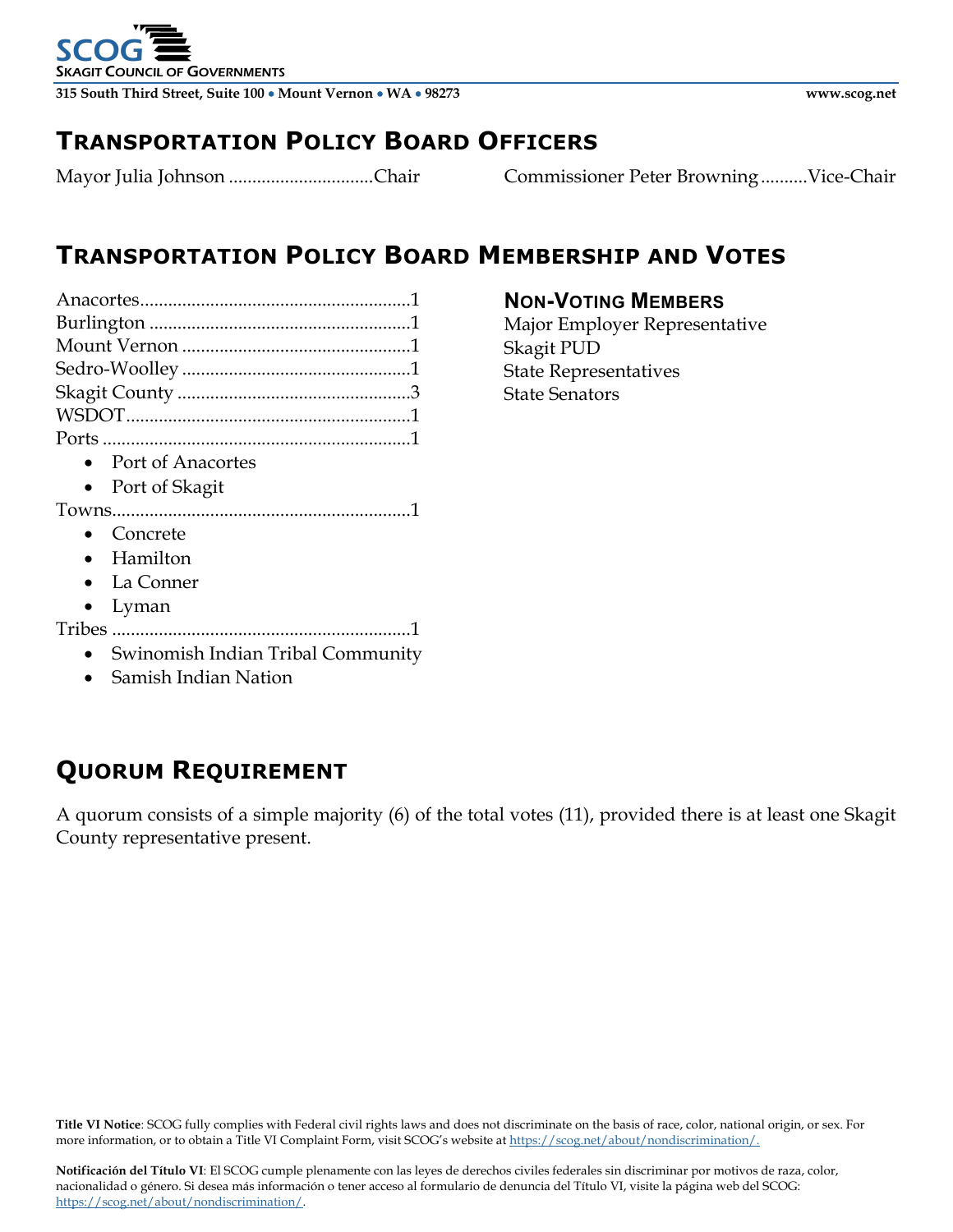SCOG
SKAGIT COUNCIL OF GOVERNMENTS
**315 South Third Street, Suite 100 • Mount Vernon • WA • 98273** **www.scog.net**

## Transportation Policy Board Officers

Mayor Julia Johnson ..............................Chair

Commissioner Peter Browning..........Vice-Chair

## Transportation Policy Board Membership and Votes

Anacortes.........................................................1
Burlington .......................................................1
Mount Vernon ................................................1
Sedro-Woolley ................................................1
Skagit County .................................................3
WSDOT............................................................1
Ports .................................................................1

- Port of Anacortes
- Port of Skagit

Towns...............................................................1

- Concrete
- Hamilton
- La Conner
- Lyman

Tribes ..............................................................1

- Swinomish Indian Tribal Community
- Samish Indian Nation

### Non-Voting Members

Major Employer Representative
Skagit PUD
State Representatives
State Senators

## Quorum Requirement

A quorum consists of a simple majority (6) of the total votes (11), provided there is at least one Skagit County representative present.

**Title VI Notice**: SCOG fully complies with Federal civil rights laws and does not discriminate on the basis of race, color, national origin, or sex. For more information, or to obtain a Title VI Complaint Form, visit SCOG's website at https://scog.net/about/nondiscrimination/.

**Notificación del Título VI**: El SCOG cumple plenamente con las leyes de derechos civiles federales sin discriminar por motivos de raza, color, nacionalidad o género. Si desea más información o tener acceso al formulario de denuncia del Título VI, visite la página web del SCOG: https://scog.net/about/nondiscrimination/.